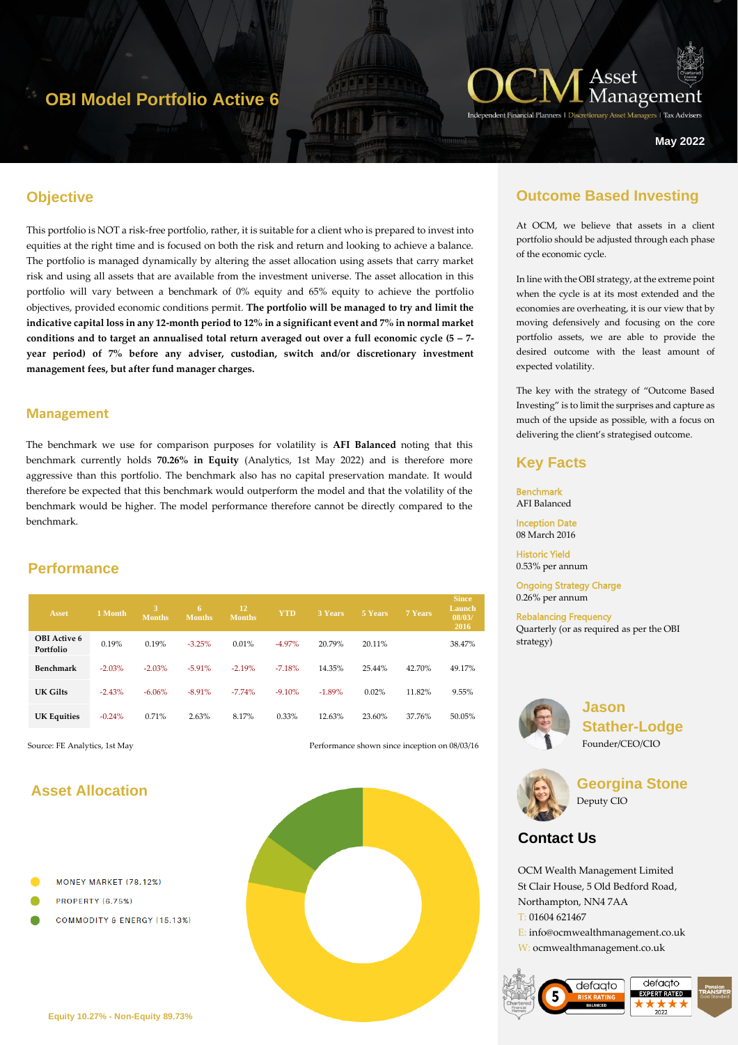# OBI Model Portfolio Active 6

OCM Asset Management

Independent Financial Planners | Discretionary Asset Managers | Tax Advisers

**May 2022**

## Objective

This portfolio is NOT a risk-free portfolio, rather, it is suitable for a client who is prepared to invest into equities at the right time and is focused on both the risk and return and looking to achieve a balance. The portfolio is managed dynamically by altering the asset allocation using assets that carry market risk and using all assets that are available from the investment universe. The asset allocation in this portfolio will vary between a benchmark of 0% equity and 65% equity to achieve the portfolio objectives, provided economic conditions permit. **The portfolio will be managed to try and limit the indicative capital loss in any 12-month period to 12% in a significant event and 7% in normal market conditions and to target an annualised total return averaged out over a full economic cycle (5 – 7-year period) of 7% before any adviser, custodian, switch and/or discretionary investment management fees, but after fund manager charges.**

## Management

The benchmark we use for comparison purposes for volatility is **AFI Balanced** noting that this benchmark currently holds **70.26% in Equity** (Analytics, 1st May 2022) and is therefore more aggressive than this portfolio. The benchmark also has no capital preservation mandate. It would therefore be expected that this benchmark would outperform the model and that the volatility of the benchmark would be higher. The model performance therefore cannot be directly compared to the benchmark.

## Performance

| Asset | 1 Month | 3 Months | 6 Months | 12 Months | YTD | 3 Years | 5 Years | 7 Years | Since Launch 08/03/2016 |
|---|---|---|---|---|---|---|---|---|---|
| OBI Active 6 Portfolio | 0.19% | 0.19% | -3.25% | 0.01% | -4.97% | 20.79% | 20.11% | | 38.47% |
| Benchmark | -2.03% | -2.03% | -5.91% | -2.19% | -7.18% | 14.35% | 25.44% | 42.70% | 49.17% |
| UK Gilts | -2.43% | -6.06% | -8.91% | -7.74% | -9.10% | -1.89% | 0.02% | 11.82% | 9.55% |
| UK Equities | -0.24% | 0.71% | 2.63% | 8.17% | 0.33% | 12.63% | 23.60% | 37.76% | 50.05% |

Source: FE Analytics, 1st May

Performance shown since inception on 08/03/16

## Asset Allocation

- MONEY MARKET (78.12%)
- PROPERTY (6.75%)
- COMMODITY & ENERGY (15.13%)

Equity 10.27% - Non-Equity 89.73%

## Outcome Based Investing

At OCM, we believe that assets in a client portfolio should be adjusted through each phase of the economic cycle.

In line with the OBI strategy, at the extreme point when the cycle is at its most extended and the economies are overheating, it is our view that by moving defensively and focusing on the core portfolio assets, we are able to provide the desired outcome with the least amount of expected volatility.

The key with the strategy of "Outcome Based Investing" is to limit the surprises and capture as much of the upside as possible, with a focus on delivering the client's strategised outcome.

## Key Facts

**Benchmark**
AFI Balanced

**Inception Date**
08 March 2016

**Historic Yield**
0.53% per annum

**Ongoing Strategy Charge**
0.26% per annum

**Rebalancing Frequency**
Quarterly (or as required as per the OBI strategy)

**Jason Stather-Lodge**
Founder/CEO/CIO

**Georgina Stone**
Deputy CIO

## Contact Us

OCM Wealth Management Limited
St Clair House, 5 Old Bedford Road,
Northampton, NN4 7AA
T: 01604 621467
E: info@ocmwealthmanagement.co.uk
W: ocmwealthmanagement.co.uk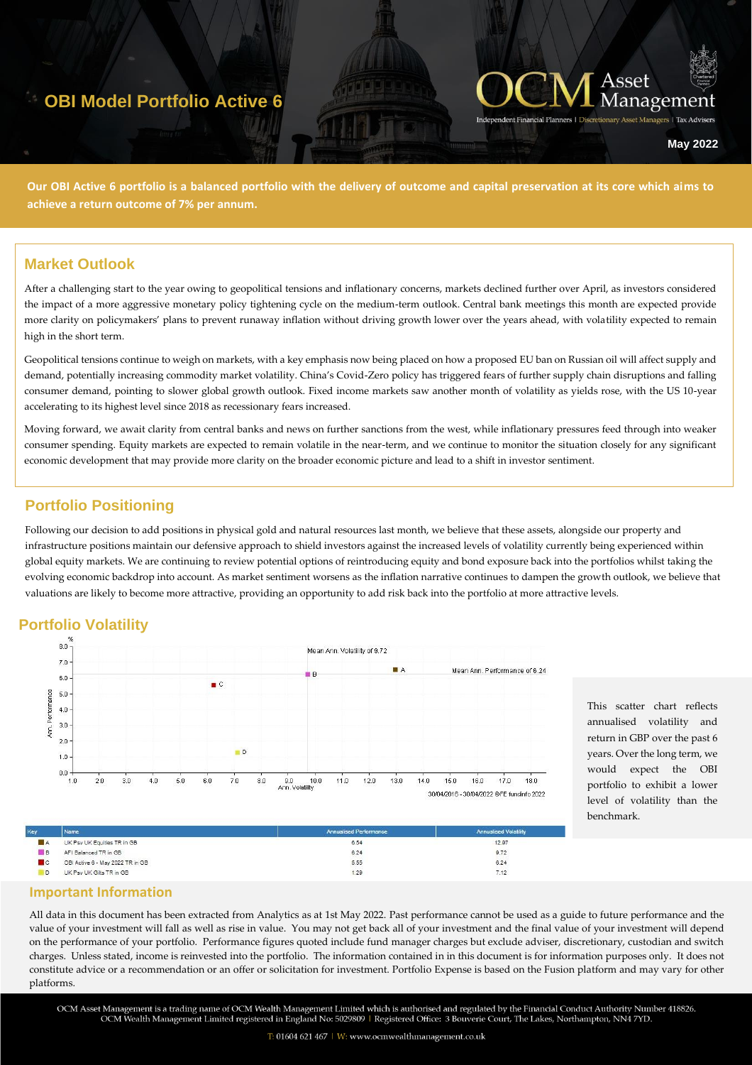# OBI Model Portfolio Active 6

OCM Asset Management

Independent Financial Planners | Discretionary Asset Managers | Tax Advisers

**May 2022**

**Our OBI Active 6 portfolio is a balanced portfolio with the delivery of outcome and capital preservation at its core which aims to achieve a return outcome of 7% per annum.**

## Market Outlook

After a challenging start to the year owing to geopolitical tensions and inflationary concerns, markets declined further over April, as investors considered the impact of a more aggressive monetary policy tightening cycle on the medium-term outlook. Central bank meetings this month are expected provide more clarity on policymakers' plans to prevent runaway inflation without driving growth lower over the years ahead, with volatility expected to remain high in the short term.

Geopolitical tensions continue to weigh on markets, with a key emphasis now being placed on how a proposed EU ban on Russian oil will affect supply and demand, potentially increasing commodity market volatility. China's Covid-Zero policy has triggered fears of further supply chain disruptions and falling consumer demand, pointing to slower global growth outlook. Fixed income markets saw another month of volatility as yields rose, with the US 10-year accelerating to its highest level since 2018 as recessionary fears increased.

Moving forward, we await clarity from central banks and news on further sanctions from the west, while inflationary pressures feed through into weaker consumer spending. Equity markets are expected to remain volatile in the near-term, and we continue to monitor the situation closely for any significant economic development that may provide more clarity on the broader economic picture and lead to a shift in investor sentiment.

## Portfolio Positioning

Following our decision to add positions in physical gold and natural resources last month, we believe that these assets, alongside our property and infrastructure positions maintain our defensive approach to shield investors against the increased levels of volatility currently being experienced within global equity markets. We are continuing to review potential options of reintroducing equity and bond exposure back into the portfolios whilst taking the evolving economic backdrop into account. As market sentiment worsens as the inflation narrative continues to dampen the growth outlook, we believe that valuations are likely to become more attractive, providing an opportunity to add risk back into the portfolio at more attractive levels.

## Portfolio Volatility

%

Ann. Performance

Mean Ann. Volatility of 9.72

Mean Ann. Performance of 6.24

Ann. Volatility

30/04/2016 - 30/04/2022 ©FE fundinfo 2022

| Key | Name | Annualised Performance | Annualised Volatility |
|---|---|---|---|
| A | UK Pav UK Equities TR in GB | 6.54 | 12.97 |
| B | AFI Balanced TR in GB | 6.24 | 9.72 |
| C | OBI Active 6 - May 2022 TR in GB | 5.55 | 6.24 |
| D | UK Pav UK Gilts TR in GB | 1.29 | 7.12 |

This scatter chart reflects annualised volatility and return in GBP over the past 6 years. Over the long term, we would expect the OBI portfolio to exhibit a lower level of volatility than the benchmark.

## Important Information

All data in this document has been extracted from Analytics as at 1st May 2022. Past performance cannot be used as a guide to future performance and the value of your investment will fall as well as rise in value. You may not get back all of your investment and the final value of your investment will depend on the performance of your portfolio. Performance figures quoted include fund manager charges but exclude adviser, discretionary, custodian and switch charges. Unless stated, income is reinvested into the portfolio. The information contained in in this document is for information purposes only. It does not constitute advice or a recommendation or an offer or solicitation for investment. Portfolio Expense is based on the Fusion platform and may vary for other platforms.

OCM Asset Management is a trading name of OCM Wealth Management Limited which is authorised and regulated by the Financial Conduct Authority Number 418826. OCM Wealth Management Limited registered in England No: 5029809 | Registered Office: 3 Bouverie Court, The Lakes, Northampton, NN4 7YD.

T: 01604 621 467 | W: www.ocmwealthmanagement.co.uk